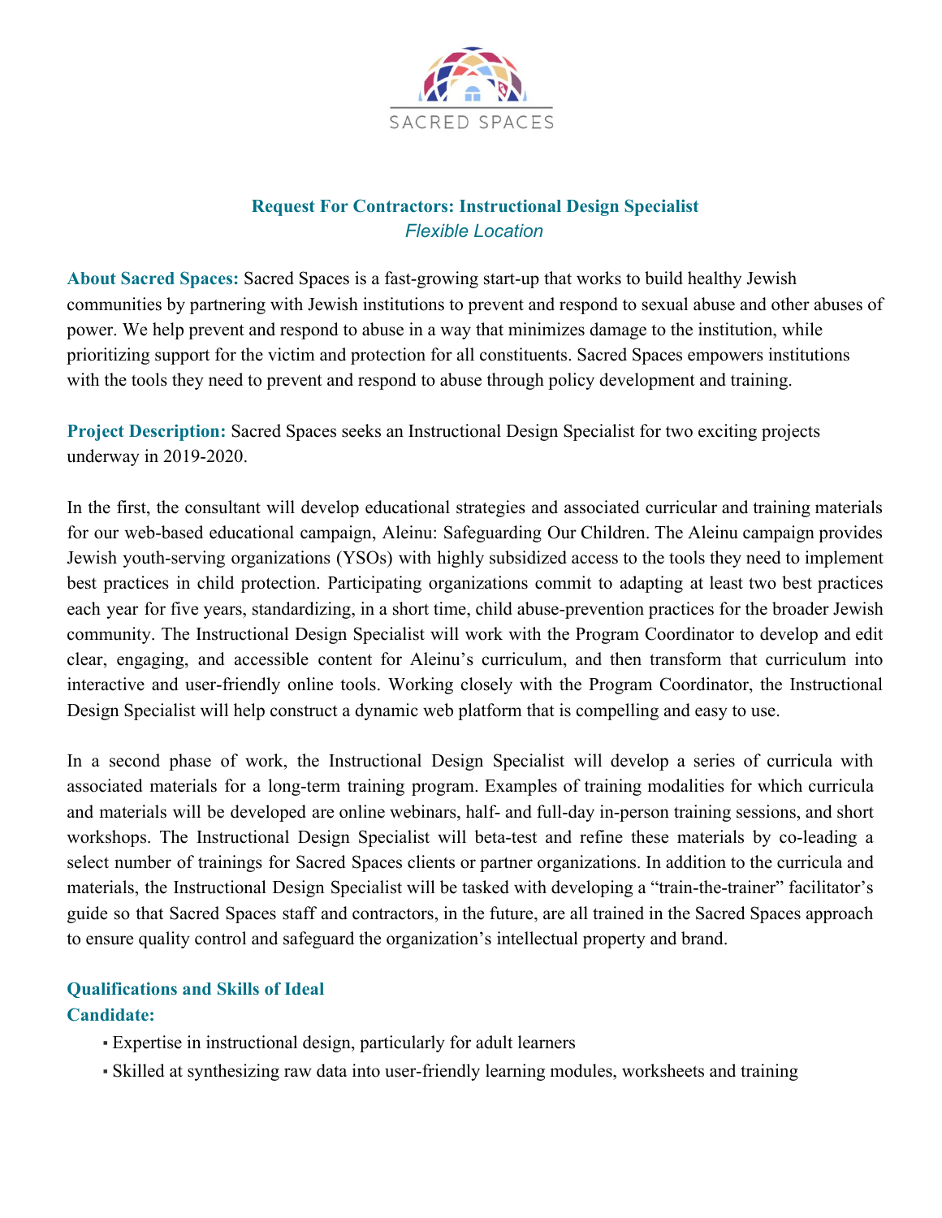SACRED SPACES

## Request For Contractors: Instructional Design Specialist

*Flexible Location*

**About Sacred Spaces:** Sacred Spaces is a fast-growing start-up that works to build healthy Jewish communities by partnering with Jewish institutions to prevent and respond to sexual abuse and other abuses of power. We help prevent and respond to abuse in a way that minimizes damage to the institution, while prioritizing support for the victim and protection for all constituents. Sacred Spaces empowers institutions with the tools they need to prevent and respond to abuse through policy development and training.

**Project Description:** Sacred Spaces seeks an Instructional Design Specialist for two exciting projects underway in 2019-2020.

In the first, the consultant will develop educational strategies and associated curricular and training materials for our web-based educational campaign, Aleinu: Safeguarding Our Children. The Aleinu campaign provides Jewish youth-serving organizations (YSOs) with highly subsidized access to the tools they need to implement best practices in child protection. Participating organizations commit to adapting at least two best practices each year for five years, standardizing, in a short time, child abuse-prevention practices for the broader Jewish community. The Instructional Design Specialist will work with the Program Coordinator to develop and edit clear, engaging, and accessible content for Aleinu's curriculum, and then transform that curriculum into interactive and user-friendly online tools. Working closely with the Program Coordinator, the Instructional Design Specialist will help construct a dynamic web platform that is compelling and easy to use.

In a second phase of work, the Instructional Design Specialist will develop a series of curricula with associated materials for a long-term training program. Examples of training modalities for which curricula and materials will be developed are online webinars, half- and full-day in-person training sessions, and short workshops. The Instructional Design Specialist will beta-test and refine these materials by co-leading a select number of trainings for Sacred Spaces clients or partner organizations. In addition to the curricula and materials, the Instructional Design Specialist will be tasked with developing a "train-the-trainer" facilitator's guide so that Sacred Spaces staff and contractors, in the future, are all trained in the Sacred Spaces approach to ensure quality control and safeguard the organization's intellectual property and brand.

**Qualifications and Skills of Ideal Candidate:**

- Expertise in instructional design, particularly for adult learners
- Skilled at synthesizing raw data into user-friendly learning modules, worksheets and training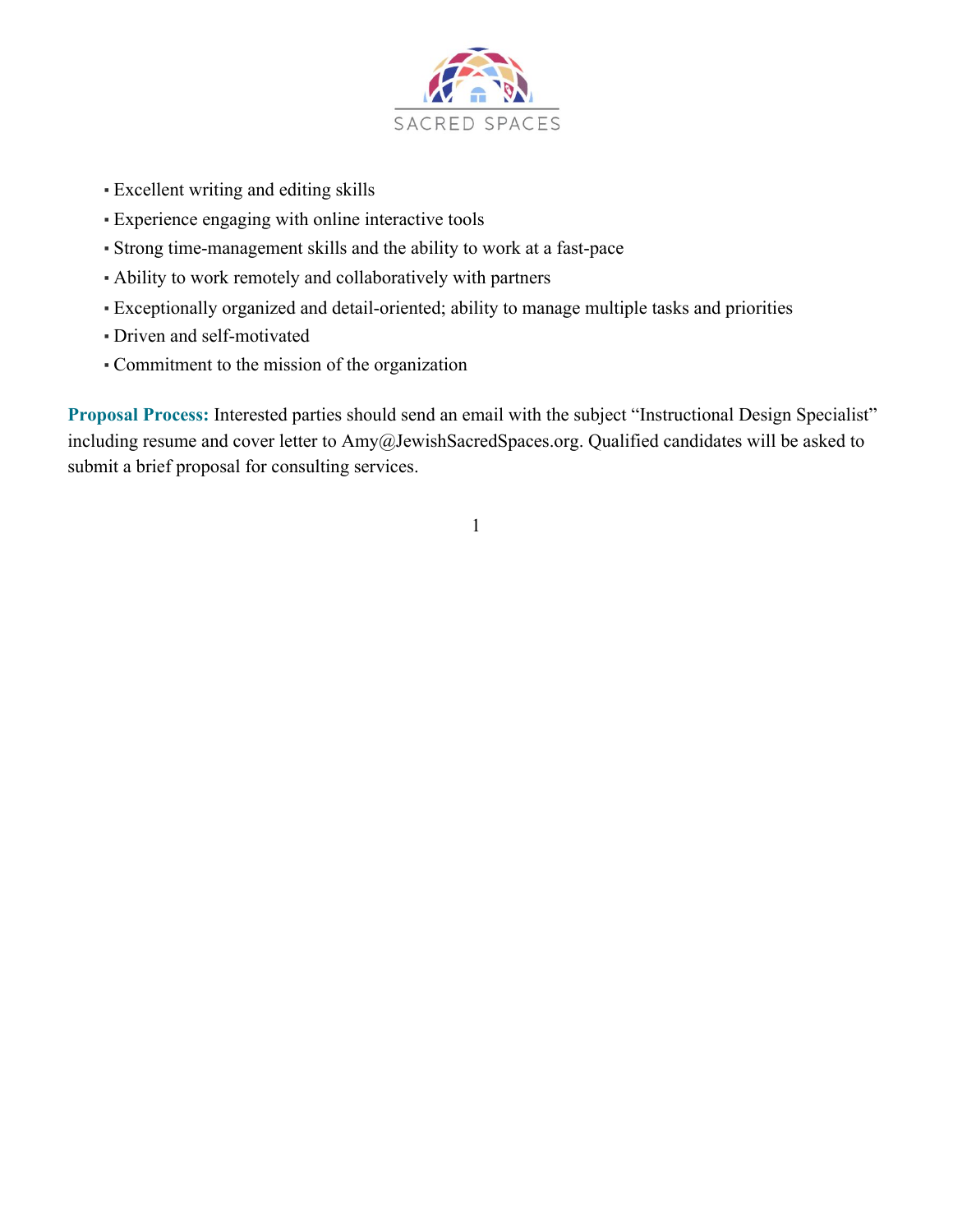- Excellent writing and editing skills
- Experience engaging with online interactive tools
- Strong time-management skills and the ability to work at a fast-pace
- Ability to work remotely and collaboratively with partners
- Exceptionally organized and detail-oriented; ability to manage multiple tasks and priorities
- Driven and self-motivated
- Commitment to the mission of the organization

**Proposal Process:** Interested parties should send an email with the subject "Instructional Design Specialist" including resume and cover letter to Amy@JewishSacredSpaces.org. Qualified candidates will be asked to submit a brief proposal for consulting services.